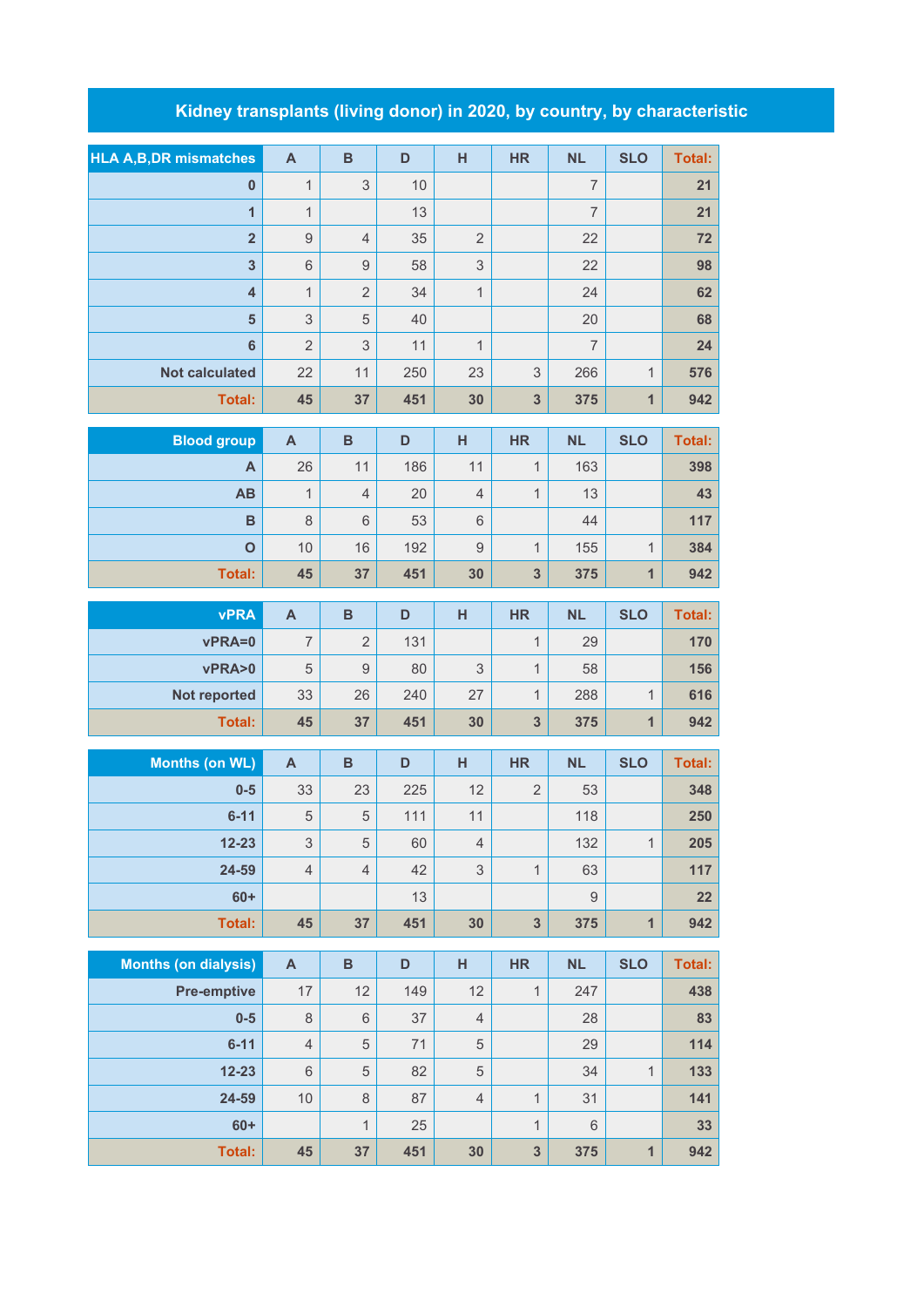# Kidney transplants (living donor) in 2020, by country, by characteristic

| HLA A,B,DR mismatches | A | B | D | H | HR | NL | SLO | Total: |
|---|---|---|---|---|---|---|---|---|
| 0 | 1 | 3 | 10 | | | 7 | | 21 |
| 1 | 1 | | 13 | | | 7 | | 21 |
| 2 | 9 | 4 | 35 | 2 | | 22 | | 72 |
| 3 | 6 | 9 | 58 | 3 | | 22 | | 98 |
| 4 | 1 | 2 | 34 | 1 | | 24 | | 62 |
| 5 | 3 | 5 | 40 | | | 20 | | 68 |
| 6 | 2 | 3 | 11 | 1 | | 7 | | 24 |
| Not calculated | 22 | 11 | 250 | 23 | 3 | 266 | 1 | 576 |
| Total: | 45 | 37 | 451 | 30 | 3 | 375 | 1 | 942 |

| Blood group | A | B | D | H | HR | NL | SLO | Total: |
|---|---|---|---|---|---|---|---|---|
| A | 26 | 11 | 186 | 11 | 1 | 163 | | 398 |
| AB | 1 | 4 | 20 | 4 | 1 | 13 | | 43 |
| B | 8 | 6 | 53 | 6 | | 44 | | 117 |
| O | 10 | 16 | 192 | 9 | 1 | 155 | 1 | 384 |
| Total: | 45 | 37 | 451 | 30 | 3 | 375 | 1 | 942 |

| vPRA | A | B | D | H | HR | NL | SLO | Total: |
|---|---|---|---|---|---|---|---|---|
| vPRA=0 | 7 | 2 | 131 | | 1 | 29 | | 170 |
| vPRA>0 | 5 | 9 | 80 | 3 | 1 | 58 | | 156 |
| Not reported | 33 | 26 | 240 | 27 | 1 | 288 | 1 | 616 |
| Total: | 45 | 37 | 451 | 30 | 3 | 375 | 1 | 942 |

| Months (on WL) | A | B | D | H | HR | NL | SLO | Total: |
|---|---|---|---|---|---|---|---|---|
| 0-5 | 33 | 23 | 225 | 12 | 2 | 53 | | 348 |
| 6-11 | 5 | 5 | 111 | 11 | | 118 | | 250 |
| 12-23 | 3 | 5 | 60 | 4 | | 132 | 1 | 205 |
| 24-59 | 4 | 4 | 42 | 3 | 1 | 63 | | 117 |
| 60+ | | | 13 | | | 9 | | 22 |
| Total: | 45 | 37 | 451 | 30 | 3 | 375 | 1 | 942 |

| Months (on dialysis) | A | B | D | H | HR | NL | SLO | Total: |
|---|---|---|---|---|---|---|---|---|
| Pre-emptive | 17 | 12 | 149 | 12 | 1 | 247 | | 438 |
| 0-5 | 8 | 6 | 37 | 4 | | 28 | | 83 |
| 6-11 | 4 | 5 | 71 | 5 | | 29 | | 114 |
| 12-23 | 6 | 5 | 82 | 5 | | 34 | 1 | 133 |
| 24-59 | 10 | 8 | 87 | 4 | 1 | 31 | | 141 |
| 60+ | | 1 | 25 | | 1 | 6 | | 33 |
| Total: | 45 | 37 | 451 | 30 | 3 | 375 | 1 | 942 |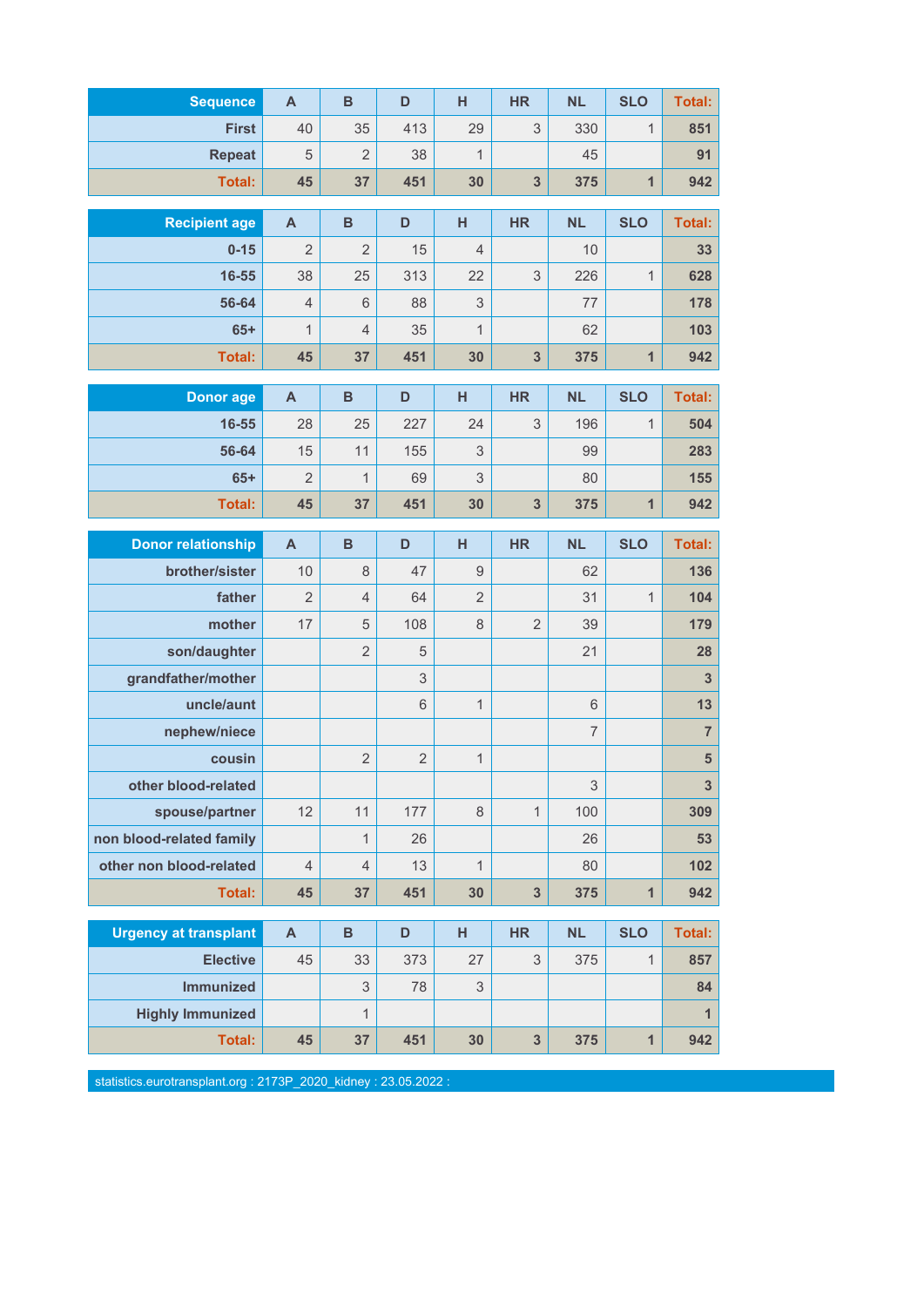| Sequence | A | B | D | H | HR | NL | SLO | Total: |
|---|---|---|---|---|---|---|---|---|
| First | 40 | 35 | 413 | 29 | 3 | 330 | 1 | 851 |
| Repeat | 5 | 2 | 38 | 1 | | 45 | | 91 |
| Total: | 45 | 37 | 451 | 30 | 3 | 375 | 1 | 942 |

| Recipient age | A | B | D | H | HR | NL | SLO | Total: |
|---|---|---|---|---|---|---|---|---|
| 0-15 | 2 | 2 | 15 | 4 | | 10 | | 33 |
| 16-55 | 38 | 25 | 313 | 22 | 3 | 226 | 1 | 628 |
| 56-64 | 4 | 6 | 88 | 3 | | 77 | | 178 |
| 65+ | 1 | 4 | 35 | 1 | | 62 | | 103 |
| Total: | 45 | 37 | 451 | 30 | 3 | 375 | 1 | 942 |

| Donor age | A | B | D | H | HR | NL | SLO | Total: |
|---|---|---|---|---|---|---|---|---|
| 16-55 | 28 | 25 | 227 | 24 | 3 | 196 | 1 | 504 |
| 56-64 | 15 | 11 | 155 | 3 | | 99 | | 283 |
| 65+ | 2 | 1 | 69 | 3 | | 80 | | 155 |
| Total: | 45 | 37 | 451 | 30 | 3 | 375 | 1 | 942 |

| Donor relationship | A | B | D | H | HR | NL | SLO | Total: |
|---|---|---|---|---|---|---|---|---|
| brother/sister | 10 | 8 | 47 | 9 | | 62 | | 136 |
| father | 2 | 4 | 64 | 2 | | 31 | 1 | 104 |
| mother | 17 | 5 | 108 | 8 | 2 | 39 | | 179 |
| son/daughter | | 2 | 5 | | | 21 | | 28 |
| grandfather/mother | | | 3 | | | | | 3 |
| uncle/aunt | | | 6 | 1 | | 6 | | 13 |
| nephew/niece | | | | | | 7 | | 7 |
| cousin | | 2 | 2 | 1 | | | | 5 |
| other blood-related | | | | | | 3 | | 3 |
| spouse/partner | 12 | 11 | 177 | 8 | 1 | 100 | | 309 |
| non blood-related family | | 1 | 26 | | | 26 | | 53 |
| other non blood-related | 4 | 4 | 13 | 1 | | 80 | | 102 |
| Total: | 45 | 37 | 451 | 30 | 3 | 375 | 1 | 942 |

| Urgency at transplant | A | B | D | H | HR | NL | SLO | Total: |
|---|---|---|---|---|---|---|---|---|
| Elective | 45 | 33 | 373 | 27 | 3 | 375 | 1 | 857 |
| Immunized | | 3 | 78 | 3 | | | | 84 |
| Highly Immunized | | 1 | | | | | | 1 |
| Total: | 45 | 37 | 451 | 30 | 3 | 375 | 1 | 942 |

statistics.eurotransplant.org : 2173P_2020_kidney : 23.05.2022 :